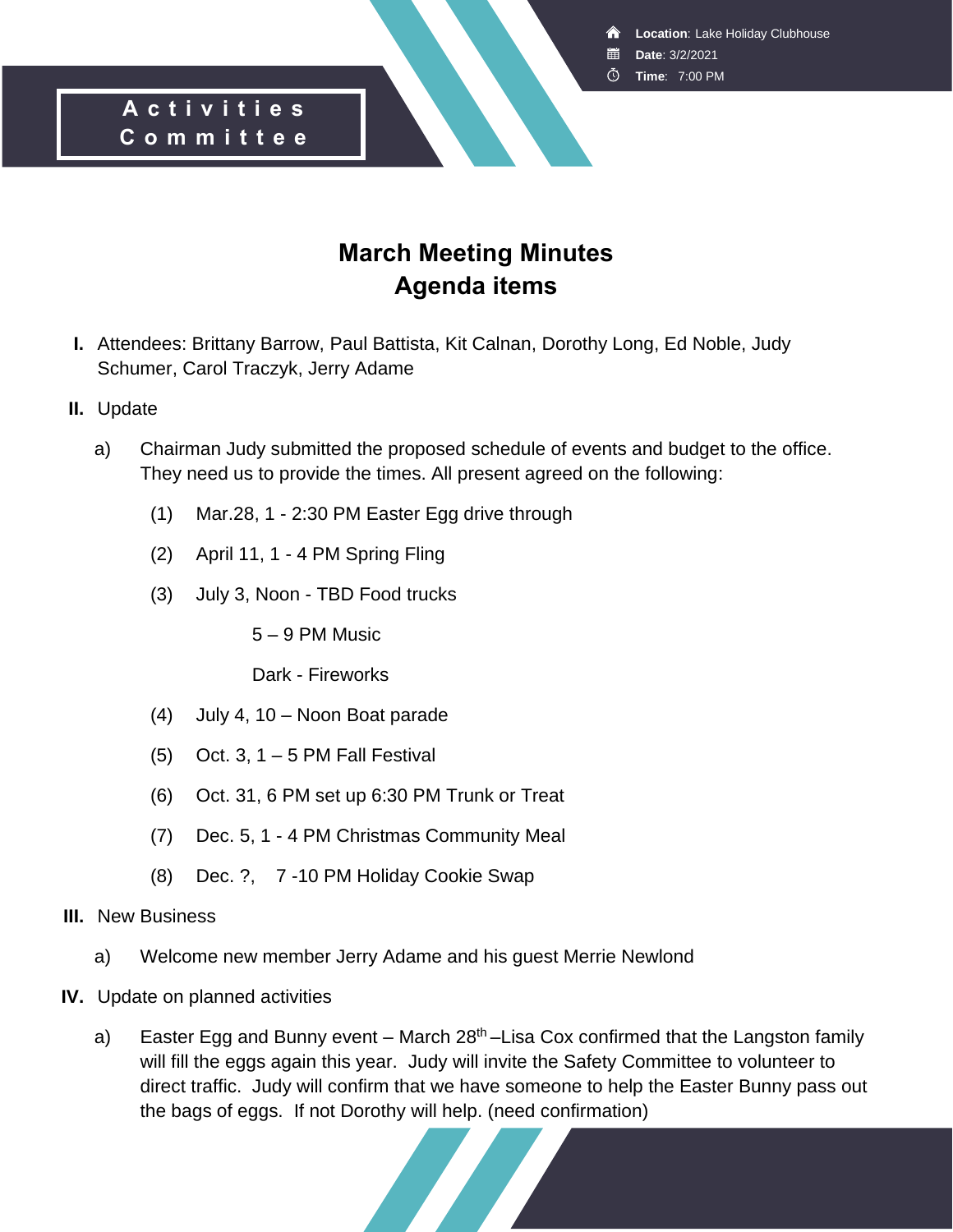**Activities Committee**

**Location**: Lake Holiday Clubhouse
**Date**: 3/2/2021
**Time**: 7:00 PM

# March Meeting Minutes
# Agenda items

**I.** Attendees: Brittany Barrow, Paul Battista, Kit Calnan, Dorothy Long, Ed Noble, Judy Schumer, Carol Traczyk, Jerry Adame

**II.** Update

a) Chairman Judy submitted the proposed schedule of events and budget to the office. They need us to provide the times. All present agreed on the following:

(1) Mar.28, 1 - 2:30 PM Easter Egg drive through

(2) April 11, 1 - 4 PM Spring Fling

(3) July 3, Noon - TBD Food trucks

5 – 9 PM Music

Dark - Fireworks

(4) July 4, 10 – Noon Boat parade

(5) Oct. 3, 1 – 5 PM Fall Festival

(6) Oct. 31, 6 PM set up 6:30 PM Trunk or Treat

(7) Dec. 5, 1 - 4 PM Christmas Community Meal

(8) Dec. ?, 7 -10 PM Holiday Cookie Swap

**III.** New Business

a) Welcome new member Jerry Adame and his guest Merrie Newlond

**IV.** Update on planned activities

a) Easter Egg and Bunny event – March 28th –Lisa Cox confirmed that the Langston family will fill the eggs again this year. Judy will invite the Safety Committee to volunteer to direct traffic. Judy will confirm that we have someone to help the Easter Bunny pass out the bags of eggs. If not Dorothy will help. (need confirmation)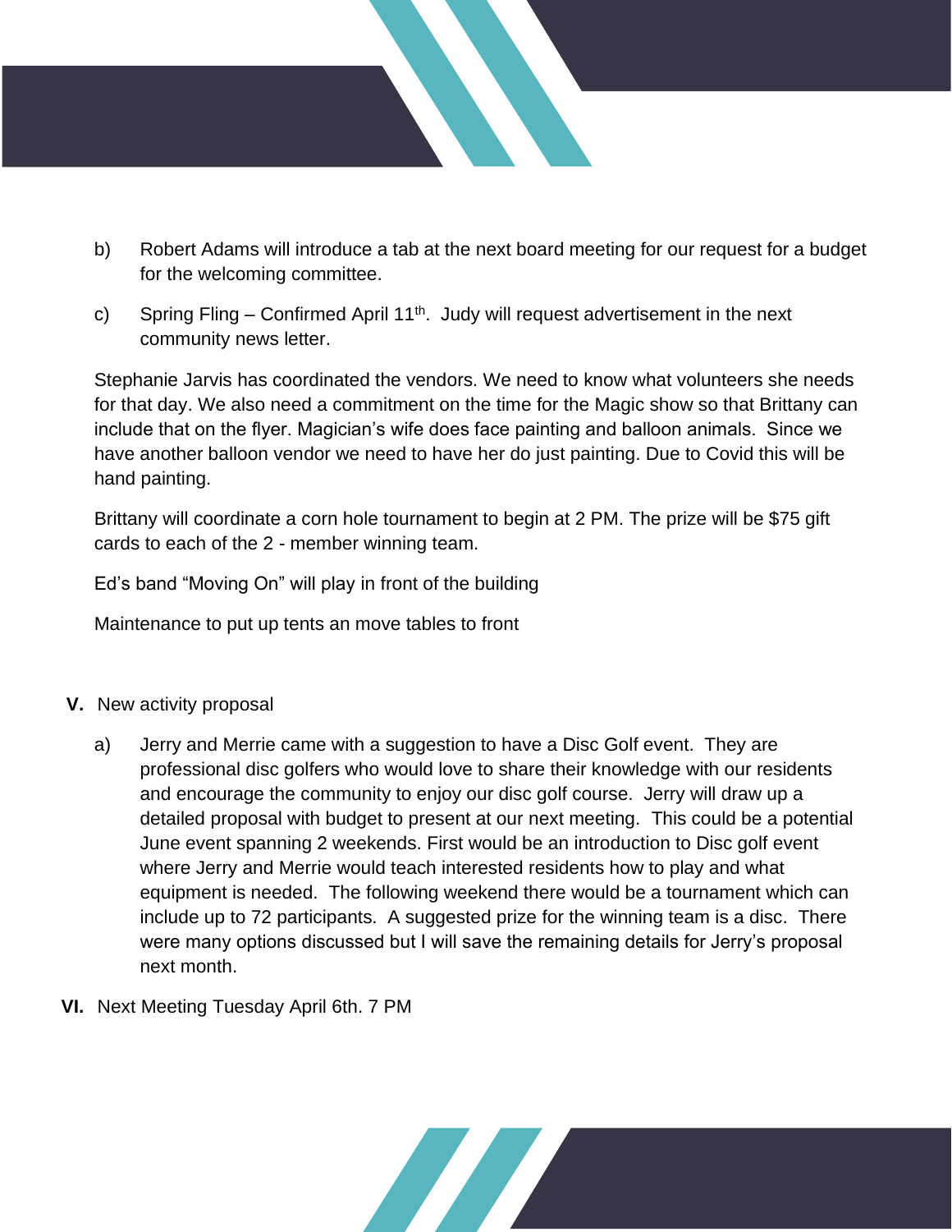b) Robert Adams will introduce a tab at the next board meeting for our request for a budget for the welcoming committee.

c) Spring Fling – Confirmed April 11th. Judy will request advertisement in the next community news letter.

Stephanie Jarvis has coordinated the vendors. We need to know what volunteers she needs for that day. We also need a commitment on the time for the Magic show so that Brittany can include that on the flyer. Magician's wife does face painting and balloon animals. Since we have another balloon vendor we need to have her do just painting. Due to Covid this will be hand painting.

Brittany will coordinate a corn hole tournament to begin at 2 PM. The prize will be $75 gift cards to each of the 2 - member winning team.

Ed's band "Moving On" will play in front of the building

Maintenance to put up tents an move tables to front

**V.** New activity proposal

a) Jerry and Merrie came with a suggestion to have a Disc Golf event. They are professional disc golfers who would love to share their knowledge with our residents and encourage the community to enjoy our disc golf course. Jerry will draw up a detailed proposal with budget to present at our next meeting. This could be a potential June event spanning 2 weekends. First would be an introduction to Disc golf event where Jerry and Merrie would teach interested residents how to play and what equipment is needed. The following weekend there would be a tournament which can include up to 72 participants. A suggested prize for the winning team is a disc. There were many options discussed but I will save the remaining details for Jerry's proposal next month.

**VI.** Next Meeting Tuesday April 6th. 7 PM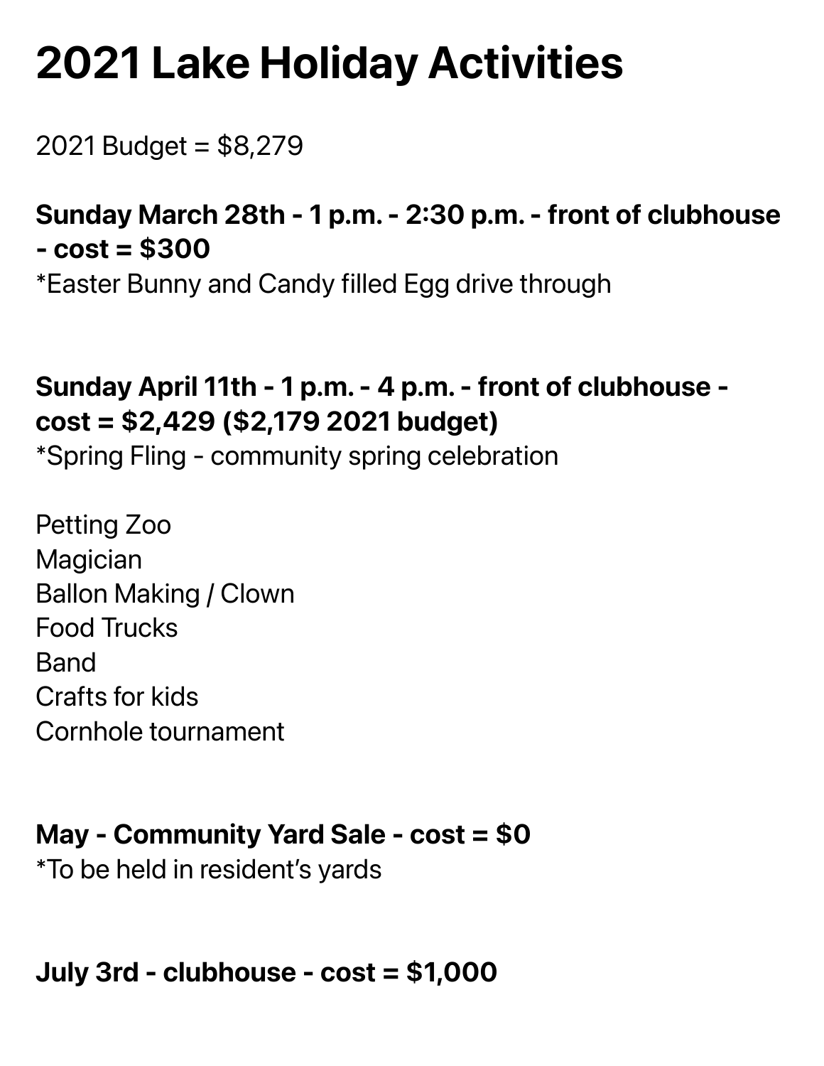# 2021 Lake Holiday Activities

2021 Budget = $8,279

**Sunday March 28th - 1 p.m. - 2:30 p.m. - front of clubhouse - cost = $300**
*Easter Bunny and Candy filled Egg drive through

**Sunday April 11th - 1 p.m. - 4 p.m. - front of clubhouse - cost = $2,429 ($2,179 2021 budget)**
*Spring Fling - community spring celebration

Petting Zoo
Magician
Ballon Making / Clown
Food Trucks
Band
Crafts for kids
Cornhole tournament

**May - Community Yard Sale - cost = $0**
*To be held in resident's yards

**July 3rd - clubhouse - cost = $1,000**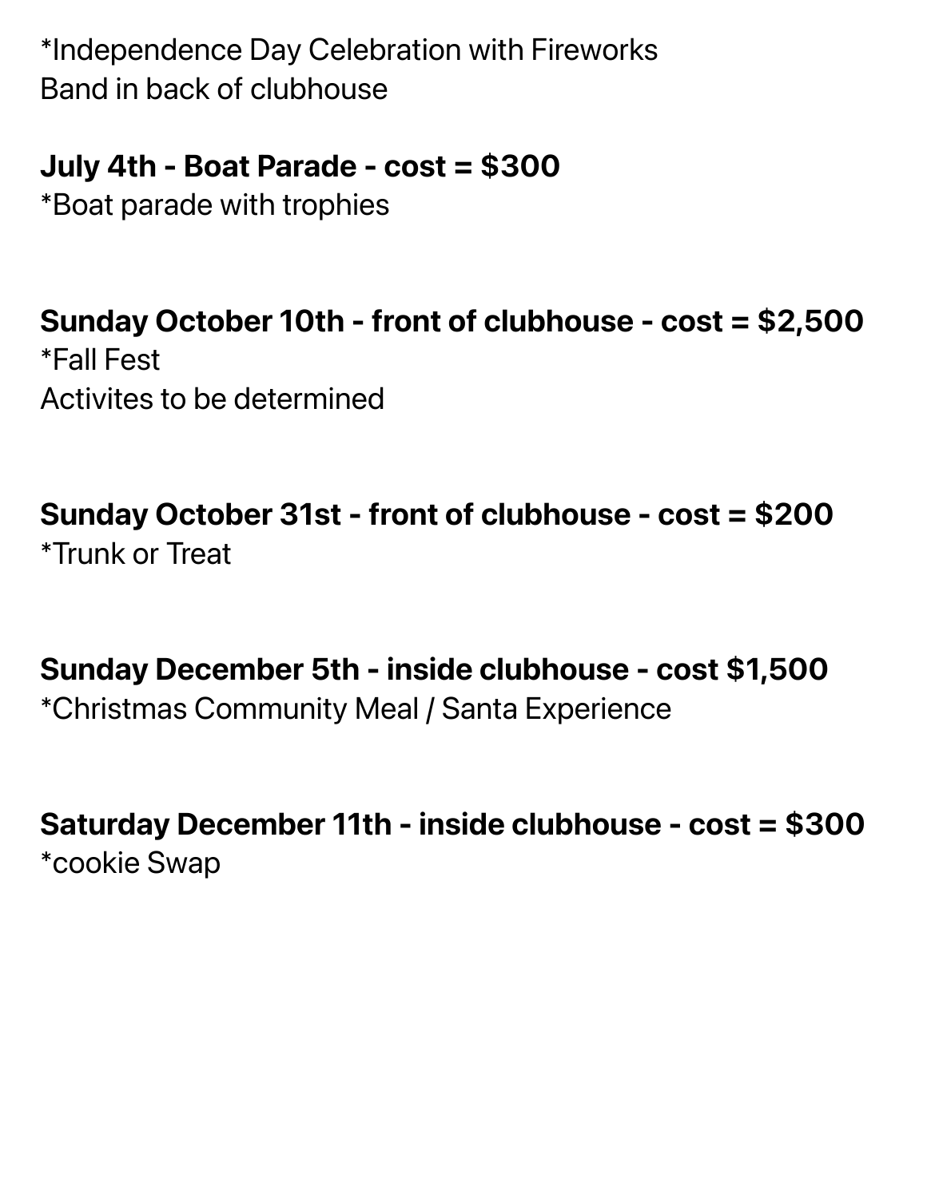*Independence Day Celebration with Fireworks
Band in back of clubhouse

**July 4th - Boat Parade - cost = $300**
*Boat parade with trophies

**Sunday October 10th - front of clubhouse - cost = $2,500**
*Fall Fest
Activites to be determined

**Sunday October 31st - front of clubhouse - cost = $200**
*Trunk or Treat

**Sunday December 5th - inside clubhouse - cost $1,500**
*Christmas Community Meal / Santa Experience

**Saturday December 11th - inside clubhouse - cost = $300**
*cookie Swap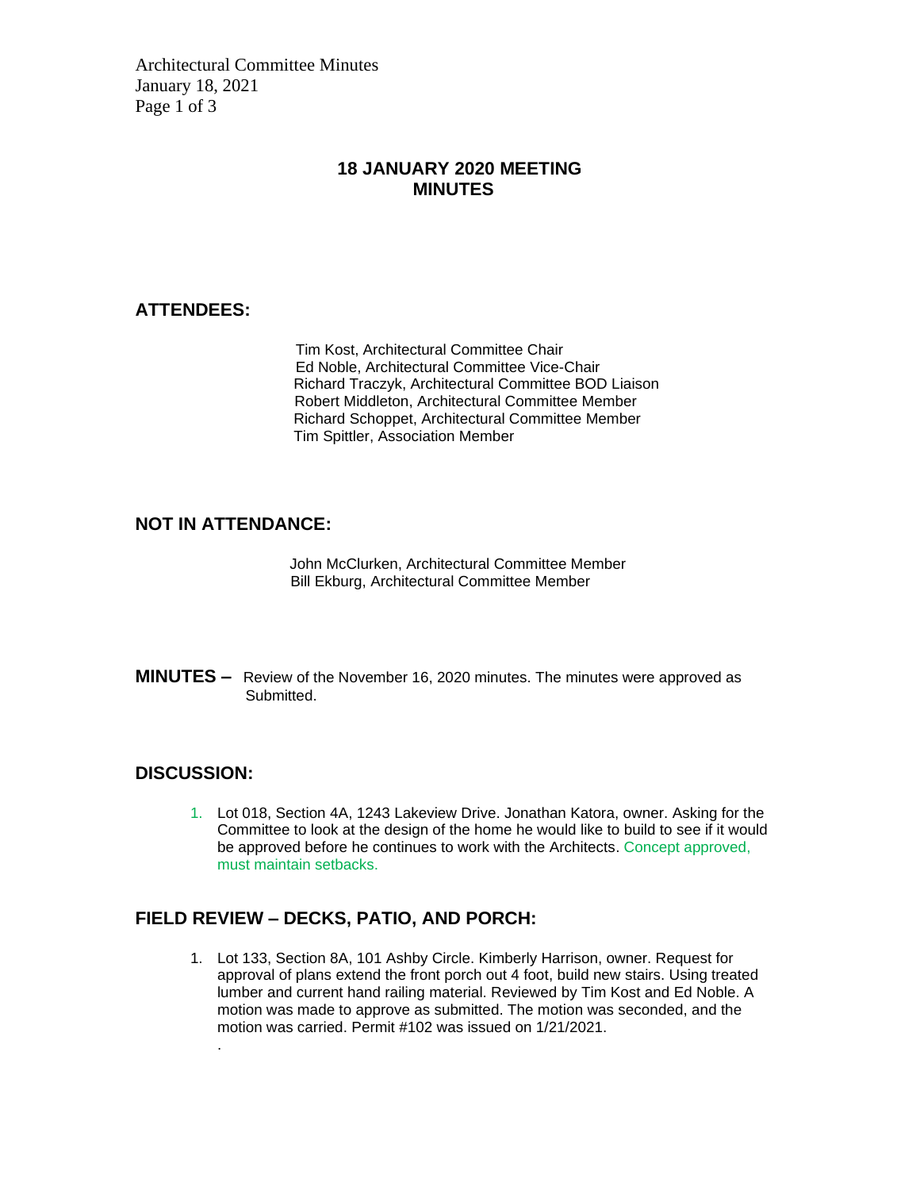## 18 JANUARY 2020 MEETING MINUTES

### ATTENDEES:

Tim Kost, Architectural Committee Chair
Ed Noble, Architectural Committee Vice-Chair
Richard Traczyk, Architectural Committee BOD Liaison
Robert Middleton, Architectural Committee Member
Richard Schoppet, Architectural Committee Member
Tim Spittler, Association Member

### NOT IN ATTENDANCE:

John McClurken, Architectural Committee Member
Bill Ekburg, Architectural Committee Member

**MINUTES –** Review of the November 16, 2020 minutes. The minutes were approved as Submitted.

### DISCUSSION:

1. Lot 018, Section 4A, 1243 Lakeview Drive. Jonathan Katora, owner. Asking for the Committee to look at the design of the home he would like to build to see if it would be approved before he continues to work with the Architects. Concept approved, must maintain setbacks.

### FIELD REVIEW – DECKS, PATIO, AND PORCH:

1. Lot 133, Section 8A, 101 Ashby Circle. Kimberly Harrison, owner. Request for approval of plans extend the front porch out 4 foot, build new stairs. Using treated lumber and current hand railing material. Reviewed by Tim Kost and Ed Noble. A motion was made to approve as submitted. The motion was seconded, and the motion was carried. Permit #102 was issued on 1/21/2021.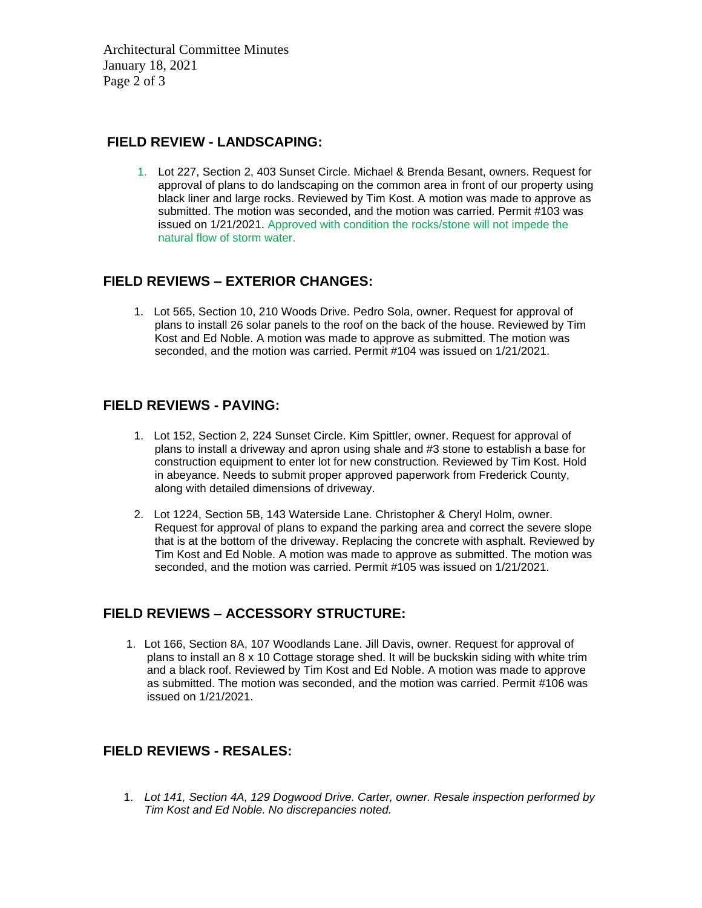## FIELD REVIEW - LANDSCAPING:

1. Lot 227, Section 2, 403 Sunset Circle. Michael & Brenda Besant, owners. Request for approval of plans to do landscaping on the common area in front of our property using black liner and large rocks. Reviewed by Tim Kost. A motion was made to approve as submitted. The motion was seconded, and the motion was carried. Permit #103 was issued on 1/21/2021. Approved with condition the rocks/stone will not impede the natural flow of storm water.

## FIELD REVIEWS – EXTERIOR CHANGES:

1. Lot 565, Section 10, 210 Woods Drive. Pedro Sola, owner. Request for approval of plans to install 26 solar panels to the roof on the back of the house. Reviewed by Tim Kost and Ed Noble. A motion was made to approve as submitted. The motion was seconded, and the motion was carried. Permit #104 was issued on 1/21/2021.

## FIELD REVIEWS - PAVING:

1. Lot 152, Section 2, 224 Sunset Circle. Kim Spittler, owner. Request for approval of plans to install a driveway and apron using shale and #3 stone to establish a base for construction equipment to enter lot for new construction. Reviewed by Tim Kost. Hold in abeyance. Needs to submit proper approved paperwork from Frederick County, along with detailed dimensions of driveway.
2. Lot 1224, Section 5B, 143 Waterside Lane. Christopher & Cheryl Holm, owner. Request for approval of plans to expand the parking area and correct the severe slope that is at the bottom of the driveway. Replacing the concrete with asphalt. Reviewed by Tim Kost and Ed Noble. A motion was made to approve as submitted. The motion was seconded, and the motion was carried. Permit #105 was issued on 1/21/2021.

## FIELD REVIEWS – ACCESSORY STRUCTURE:

1. Lot 166, Section 8A, 107 Woodlands Lane. Jill Davis, owner. Request for approval of plans to install an 8 x 10 Cottage storage shed. It will be buckskin siding with white trim and a black roof. Reviewed by Tim Kost and Ed Noble. A motion was made to approve as submitted. The motion was seconded, and the motion was carried. Permit #106 was issued on 1/21/2021.

## FIELD REVIEWS - RESALES:

1. *Lot 141, Section 4A, 129 Dogwood Drive. Carter, owner. Resale inspection performed by Tim Kost and Ed Noble. No discrepancies noted.*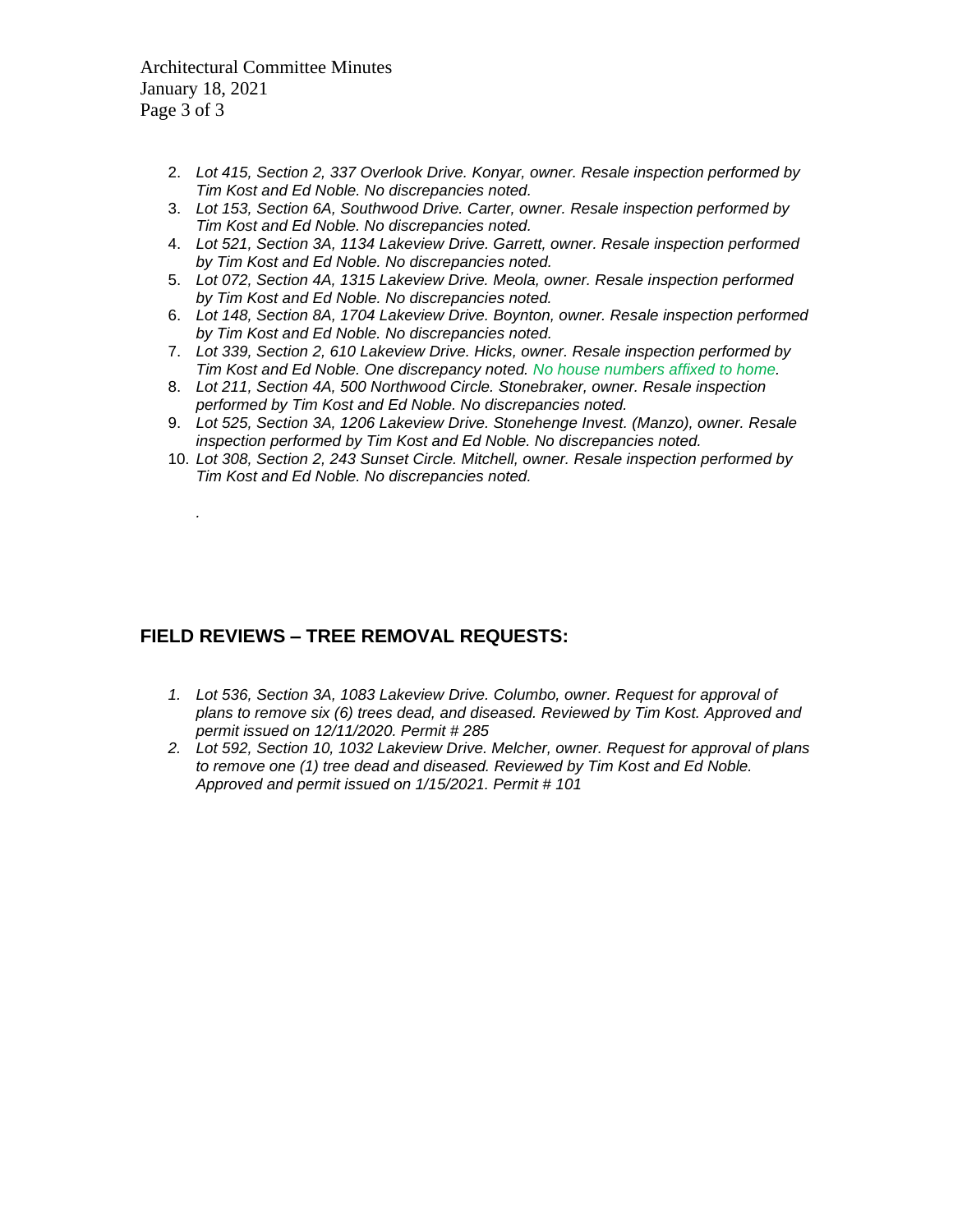2. *Lot 415, Section 2, 337 Overlook Drive. Konyar, owner. Resale inspection performed by Tim Kost and Ed Noble. No discrepancies noted.*
3. *Lot 153, Section 6A, Southwood Drive. Carter, owner. Resale inspection performed by Tim Kost and Ed Noble. No discrepancies noted.*
4. *Lot 521, Section 3A, 1134 Lakeview Drive. Garrett, owner. Resale inspection performed by Tim Kost and Ed Noble. No discrepancies noted.*
5. *Lot 072, Section 4A, 1315 Lakeview Drive. Meola, owner. Resale inspection performed by Tim Kost and Ed Noble. No discrepancies noted.*
6. *Lot 148, Section 8A, 1704 Lakeview Drive. Boynton, owner. Resale inspection performed by Tim Kost and Ed Noble. No discrepancies noted.*
7. *Lot 339, Section 2, 610 Lakeview Drive. Hicks, owner. Resale inspection performed by Tim Kost and Ed Noble. One discrepancy noted. No house numbers affixed to home.*
8. *Lot 211, Section 4A, 500 Northwood Circle. Stonebraker, owner. Resale inspection performed by Tim Kost and Ed Noble. No discrepancies noted.*
9. *Lot 525, Section 3A, 1206 Lakeview Drive. Stonehenge Invest. (Manzo), owner. Resale inspection performed by Tim Kost and Ed Noble. No discrepancies noted.*
10. *Lot 308, Section 2, 243 Sunset Circle. Mitchell, owner. Resale inspection performed by Tim Kost and Ed Noble. No discrepancies noted.*

.

## FIELD REVIEWS – TREE REMOVAL REQUESTS:

1. *Lot 536, Section 3A, 1083 Lakeview Drive. Columbo, owner. Request for approval of plans to remove six (6) trees dead, and diseased. Reviewed by Tim Kost. Approved and permit issued on 12/11/2020. Permit # 285*
2. *Lot 592, Section 10, 1032 Lakeview Drive. Melcher, owner. Request for approval of plans to remove one (1) tree dead and diseased. Reviewed by Tim Kost and Ed Noble. Approved and permit issued on 1/15/2021. Permit # 101*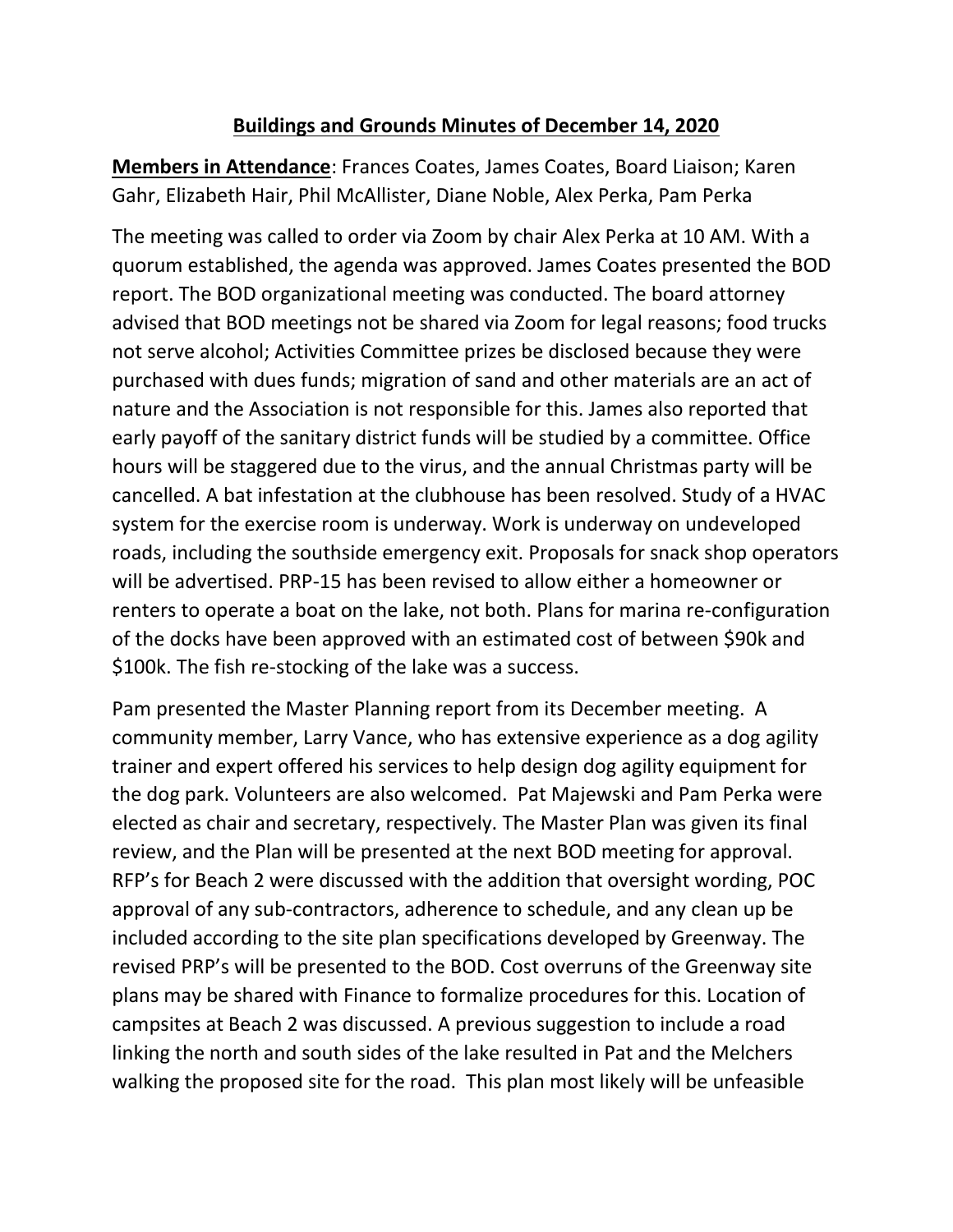## **Buildings and Grounds Minutes of December 14, 2020**

**Members in Attendance**: Frances Coates, James Coates, Board Liaison; Karen Gahr, Elizabeth Hair, Phil McAllister, Diane Noble, Alex Perka, Pam Perka

The meeting was called to order via Zoom by chair Alex Perka at 10 AM. With a quorum established, the agenda was approved. James Coates presented the BOD report. The BOD organizational meeting was conducted. The board attorney advised that BOD meetings not be shared via Zoom for legal reasons; food trucks not serve alcohol; Activities Committee prizes be disclosed because they were purchased with dues funds; migration of sand and other materials are an act of nature and the Association is not responsible for this. James also reported that early payoff of the sanitary district funds will be studied by a committee. Office hours will be staggered due to the virus, and the annual Christmas party will be cancelled. A bat infestation at the clubhouse has been resolved. Study of a HVAC system for the exercise room is underway. Work is underway on undeveloped roads, including the southside emergency exit. Proposals for snack shop operators will be advertised. PRP-15 has been revised to allow either a homeowner or renters to operate a boat on the lake, not both. Plans for marina re-configuration of the docks have been approved with an estimated cost of between $90k and $100k. The fish re-stocking of the lake was a success.

Pam presented the Master Planning report from its December meeting. A community member, Larry Vance, who has extensive experience as a dog agility trainer and expert offered his services to help design dog agility equipment for the dog park. Volunteers are also welcomed. Pat Majewski and Pam Perka were elected as chair and secretary, respectively. The Master Plan was given its final review, and the Plan will be presented at the next BOD meeting for approval. RFP's for Beach 2 were discussed with the addition that oversight wording, POC approval of any sub-contractors, adherence to schedule, and any clean up be included according to the site plan specifications developed by Greenway. The revised PRP's will be presented to the BOD. Cost overruns of the Greenway site plans may be shared with Finance to formalize procedures for this. Location of campsites at Beach 2 was discussed. A previous suggestion to include a road linking the north and south sides of the lake resulted in Pat and the Melchers walking the proposed site for the road. This plan most likely will be unfeasible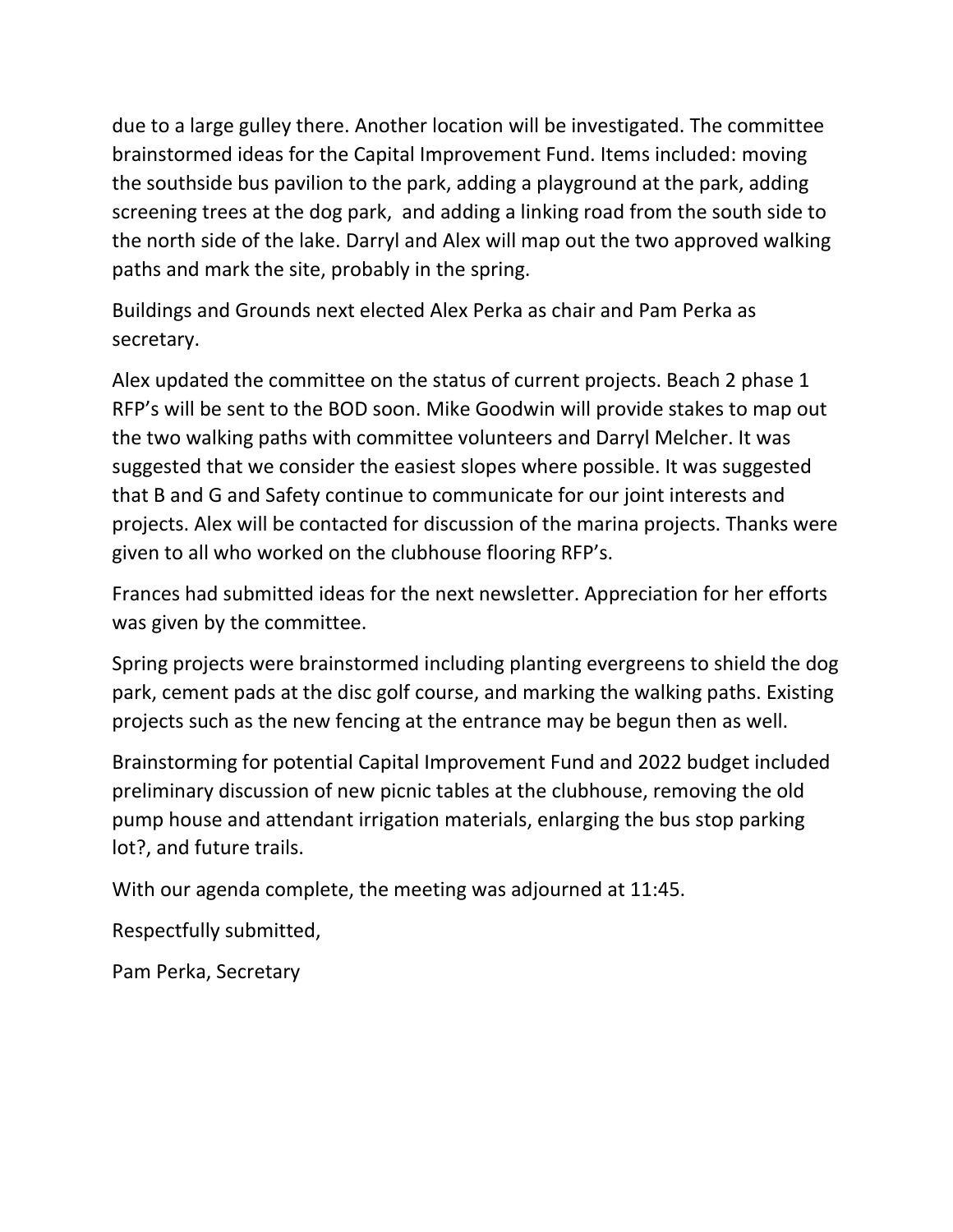due to a large gulley there. Another location will be investigated. The committee brainstormed ideas for the Capital Improvement Fund. Items included: moving the southside bus pavilion to the park, adding a playground at the park, adding screening trees at the dog park, and adding a linking road from the south side to the north side of the lake. Darryl and Alex will map out the two approved walking paths and mark the site, probably in the spring.

Buildings and Grounds next elected Alex Perka as chair and Pam Perka as secretary.

Alex updated the committee on the status of current projects. Beach 2 phase 1 RFP's will be sent to the BOD soon. Mike Goodwin will provide stakes to map out the two walking paths with committee volunteers and Darryl Melcher. It was suggested that we consider the easiest slopes where possible. It was suggested that B and G and Safety continue to communicate for our joint interests and projects. Alex will be contacted for discussion of the marina projects. Thanks were given to all who worked on the clubhouse flooring RFP's.

Frances had submitted ideas for the next newsletter. Appreciation for her efforts was given by the committee.

Spring projects were brainstormed including planting evergreens to shield the dog park, cement pads at the disc golf course, and marking the walking paths. Existing projects such as the new fencing at the entrance may be begun then as well.

Brainstorming for potential Capital Improvement Fund and 2022 budget included preliminary discussion of new picnic tables at the clubhouse, removing the old pump house and attendant irrigation materials, enlarging the bus stop parking lot?, and future trails.

With our agenda complete, the meeting was adjourned at 11:45.

Respectfully submitted,

Pam Perka, Secretary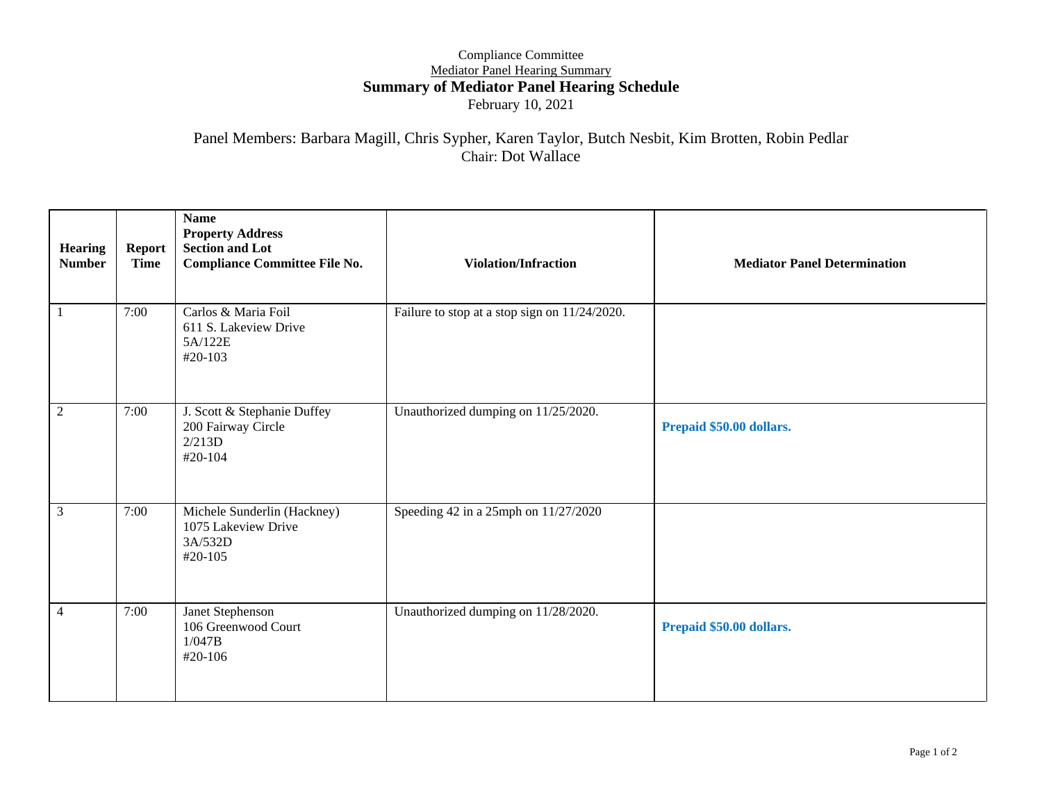Compliance Committee

Mediator Panel Hearing Summary

# Summary of Mediator Panel Hearing Schedule

February 10, 2021

Panel Members: Barbara Magill, Chris Sypher, Karen Taylor, Butch Nesbit, Kim Brotten, Robin Pedlar

Chair: Dot Wallace

| Hearing Number | Report Time | Name<br>Property Address<br>Section and Lot<br>Compliance Committee File No. | Violation/Infraction | Mediator Panel Determination |
|---|---|---|---|---|
| 1 | 7:00 | Carlos & Maria Foil<br>611 S. Lakeview Drive<br>5A/122E<br>#20-103 | Failure to stop at a stop sign on 11/24/2020. | |
| 2 | 7:00 | J. Scott & Stephanie Duffey<br>200 Fairway Circle<br>2/213D<br>#20-104 | Unauthorized dumping on 11/25/2020. | **Prepaid $50.00 dollars.** |
| 3 | 7:00 | Michele Sunderlin (Hackney)<br>1075 Lakeview Drive<br>3A/532D<br>#20-105 | Speeding 42 in a 25mph on 11/27/2020 | |
| 4 | 7:00 | Janet Stephenson<br>106 Greenwood Court<br>1/047B<br>#20-106 | Unauthorized dumping on 11/28/2020. | **Prepaid $50.00 dollars.** |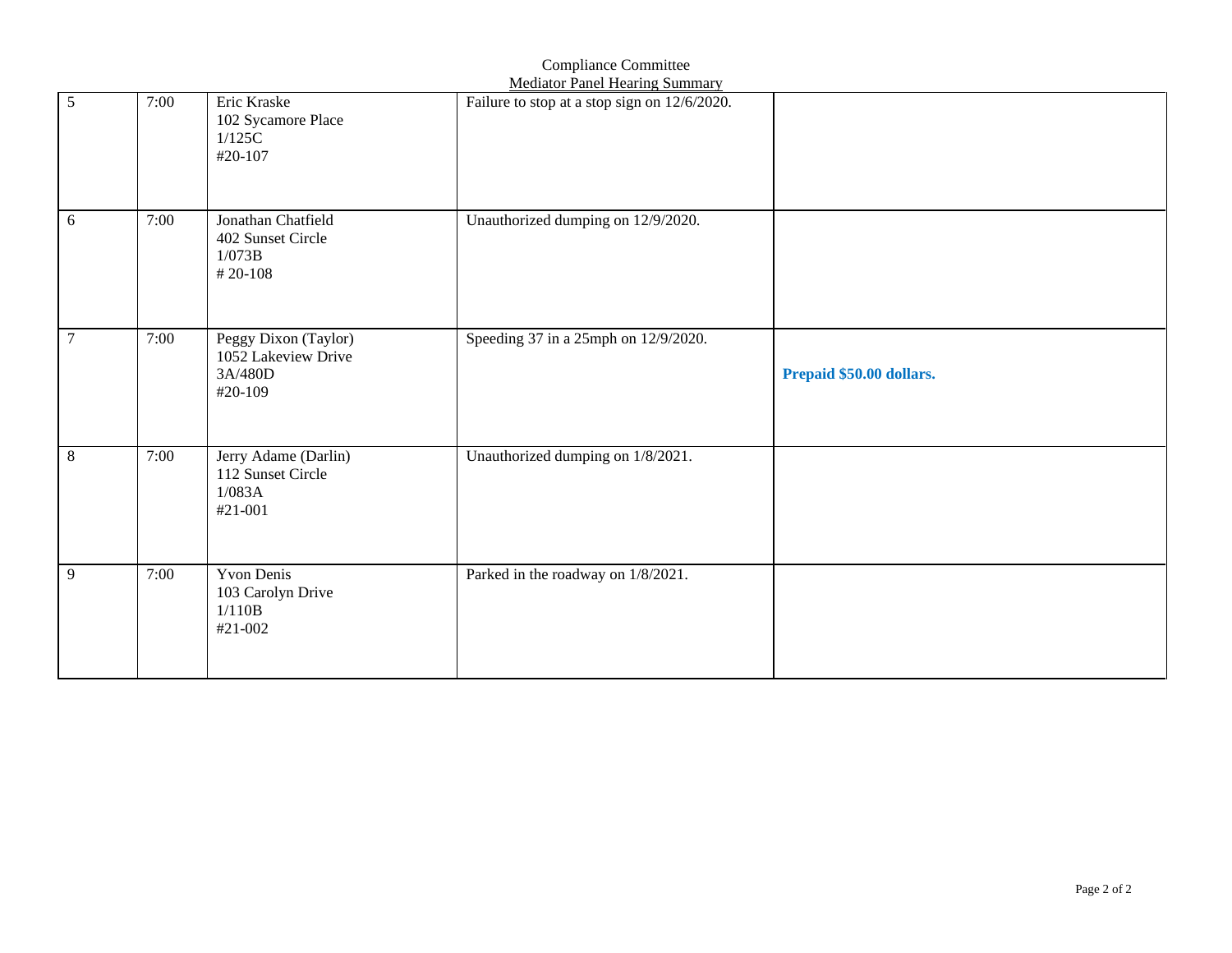Compliance Committee

Mediator Panel Hearing Summary

| | | | | |
|---|---|---|---|---|
| 5 | 7:00 | Eric Kraske<br>102 Sycamore Place<br>1/125C<br>#20-107 | Failure to stop at a stop sign on 12/6/2020. | |
| 6 | 7:00 | Jonathan Chatfield<br>402 Sunset Circle<br>1/073B<br># 20-108 | Unauthorized dumping on 12/9/2020. | |
| 7 | 7:00 | Peggy Dixon (Taylor)<br>1052 Lakeview Drive<br>3A/480D<br>#20-109 | Speeding 37 in a 25mph on 12/9/2020. | **Prepaid $50.00 dollars.** |
| 8 | 7:00 | Jerry Adame (Darlin)<br>112 Sunset Circle<br>1/083A<br>#21-001 | Unauthorized dumping on 1/8/2021. | |
| 9 | 7:00 | Yvon Denis<br>103 Carolyn Drive<br>1/110B<br>#21-002 | Parked in the roadway on 1/8/2021. | |